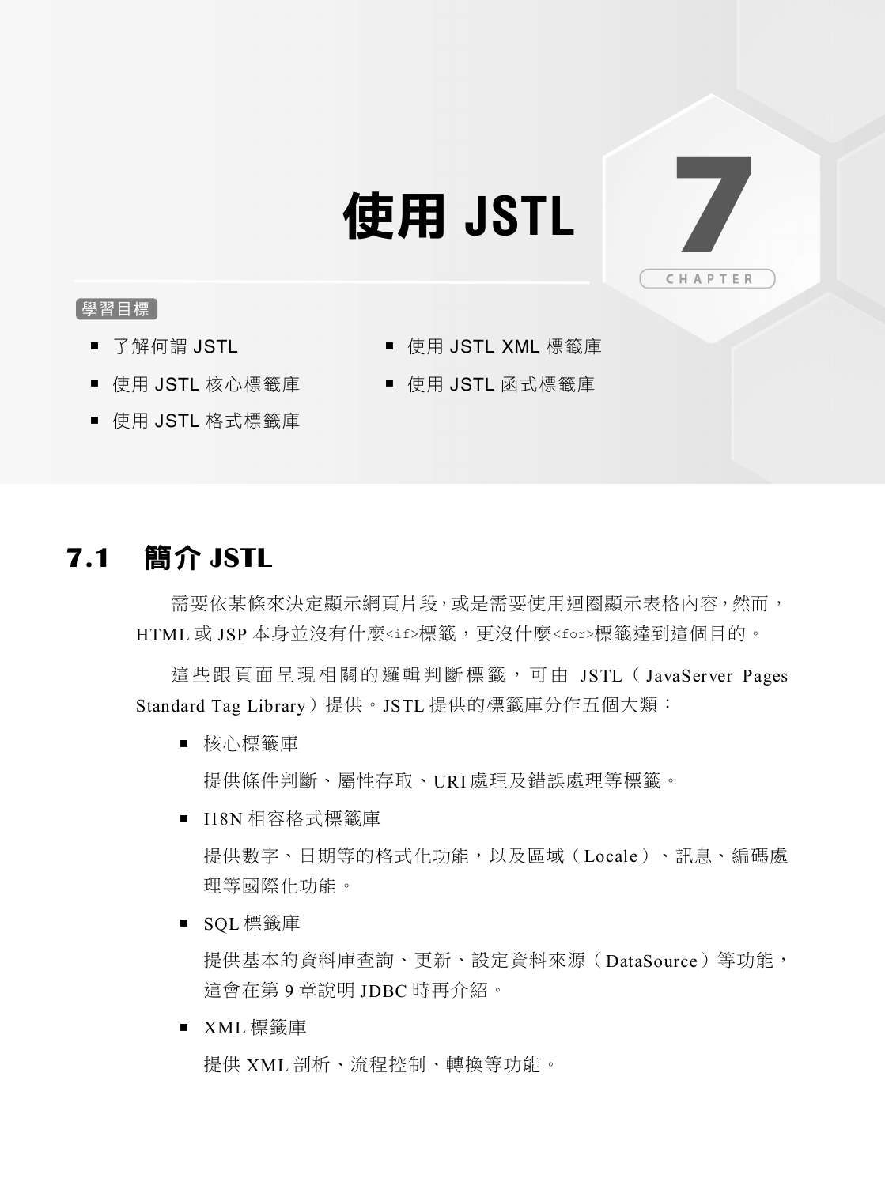# 使用 JSTL

CHAPTER 7

學習目標

- 了解何謂 JSTL
- 使用 JSTL 核心標籤庫
- 使用 JSTL 格式標籤庫
- 使用 JSTL XML 標籤庫
- 使用 JSTL 函式標籤庫

## 7.1 簡介 JSTL

需要依某條來決定顯示網頁片段，或是需要使用迴圈顯示表格內容，然而，HTML 或 JSP 本身並沒有什麼`<if>`標籤，更沒什麼`<for>`標籤達到這個目的。

這些跟頁面呈現相關的邏輯判斷標籤，可由 JSTL（JavaServer Pages Standard Tag Library）提供。JSTL 提供的標籤庫分作五個大類：

- 核心標籤庫

  提供條件判斷、屬性存取、URI 處理及錯誤處理等標籤。

- I18N 相容格式標籤庫

  提供數字、日期等的格式化功能，以及區域（Locale）、訊息、編碼處理等國際化功能。

- SQL 標籤庫

  提供基本的資料庫查詢、更新、設定資料來源（DataSource）等功能，這會在第 9 章說明 JDBC 時再介紹。

- XML 標籤庫

  提供 XML 剖析、流程控制、轉換等功能。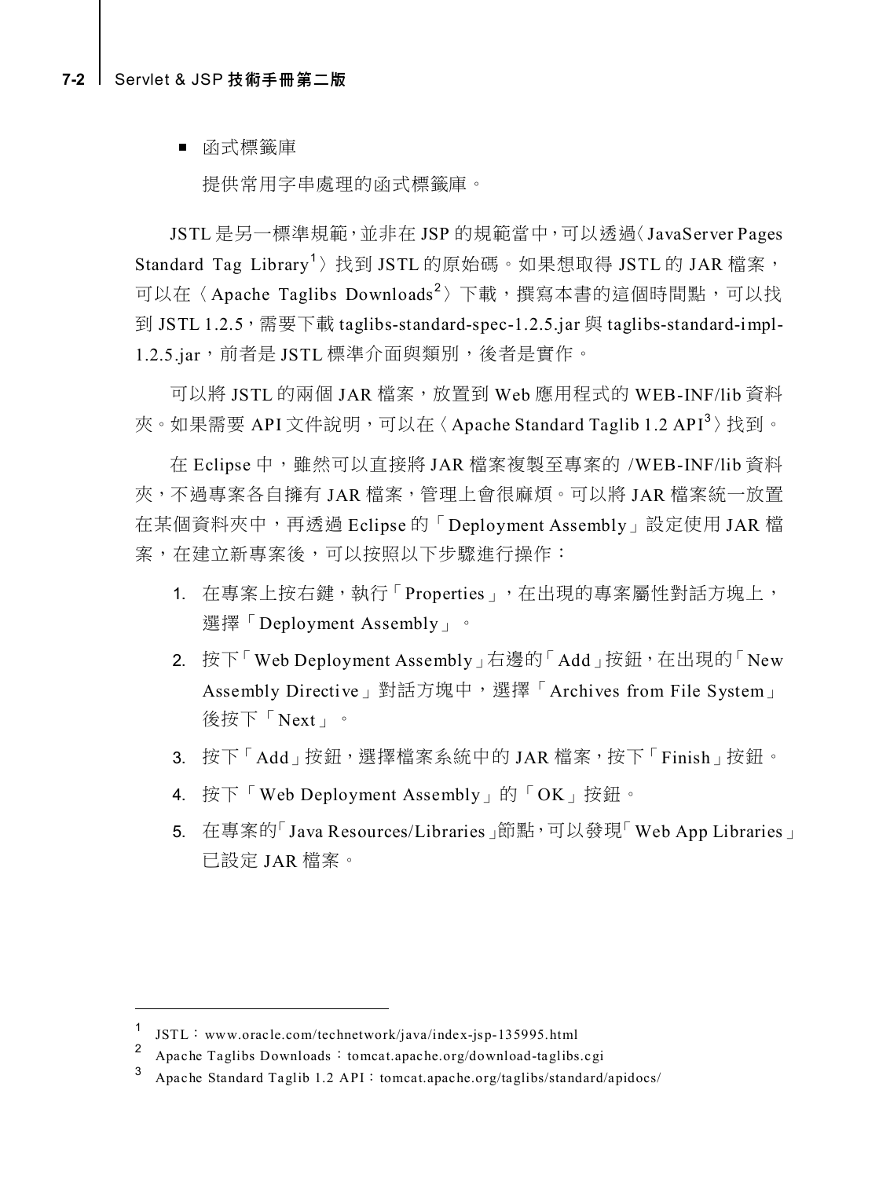- 函式標籤庫

  提供常用字串處理的函式標籤庫。

JSTL 是另一標準規範，並非在 JSP 的規範當中，可以透過〈JavaServer Pages Standard Tag Library[1]〉找到 JSTL 的原始碼。如果想取得 JSTL 的 JAR 檔案，可以在〈Apache Taglibs Downloads[2]〉下載，撰寫本書的這個時間點，可以找到 JSTL 1.2.5，需要下載 taglibs-standard-spec-1.2.5.jar 與 taglibs-standard-impl-1.2.5.jar，前者是 JSTL 標準介面與類別，後者是實作。

可以將 JSTL 的兩個 JAR 檔案，放置到 Web 應用程式的 WEB-INF/lib 資料夾。如果需要 API 文件說明，可以在〈Apache Standard Taglib 1.2 API[3]〉找到。

在 Eclipse 中，雖然可以直接將 JAR 檔案複製至專案的 /WEB-INF/lib 資料夾，不過專案各自擁有 JAR 檔案，管理上會很麻煩。可以將 JAR 檔案統一放置在某個資料夾中，再透過 Eclipse 的「Deployment Assembly」設定使用 JAR 檔案，在建立新專案後，可以按照以下步驟進行操作：

1. 在專案上按右鍵，執行「Properties」，在出現的專案屬性對話方塊上，選擇「Deployment Assembly」。
2. 按下「Web Deployment Assembly」右邊的「Add」按鈕，在出現的「New Assembly Directive」對話方塊中，選擇「Archives from File System」後按下「Next」。
3. 按下「Add」按鈕，選擇檔案系統中的 JAR 檔案，按下「Finish」按鈕。
4. 按下「Web Deployment Assembly」的「OK」按鈕。
5. 在專案的「Java Resources/Libraries」節點，可以發現「Web App Libraries」已設定 JAR 檔案。

---

[1] JSTL：www.oracle.com/technetwork/java/index-jsp-135995.html

[2] Apache Taglibs Downloads：tomcat.apache.org/download-taglibs.cgi

[3] Apache Standard Taglib 1.2 API：tomcat.apache.org/taglibs/standard/apidocs/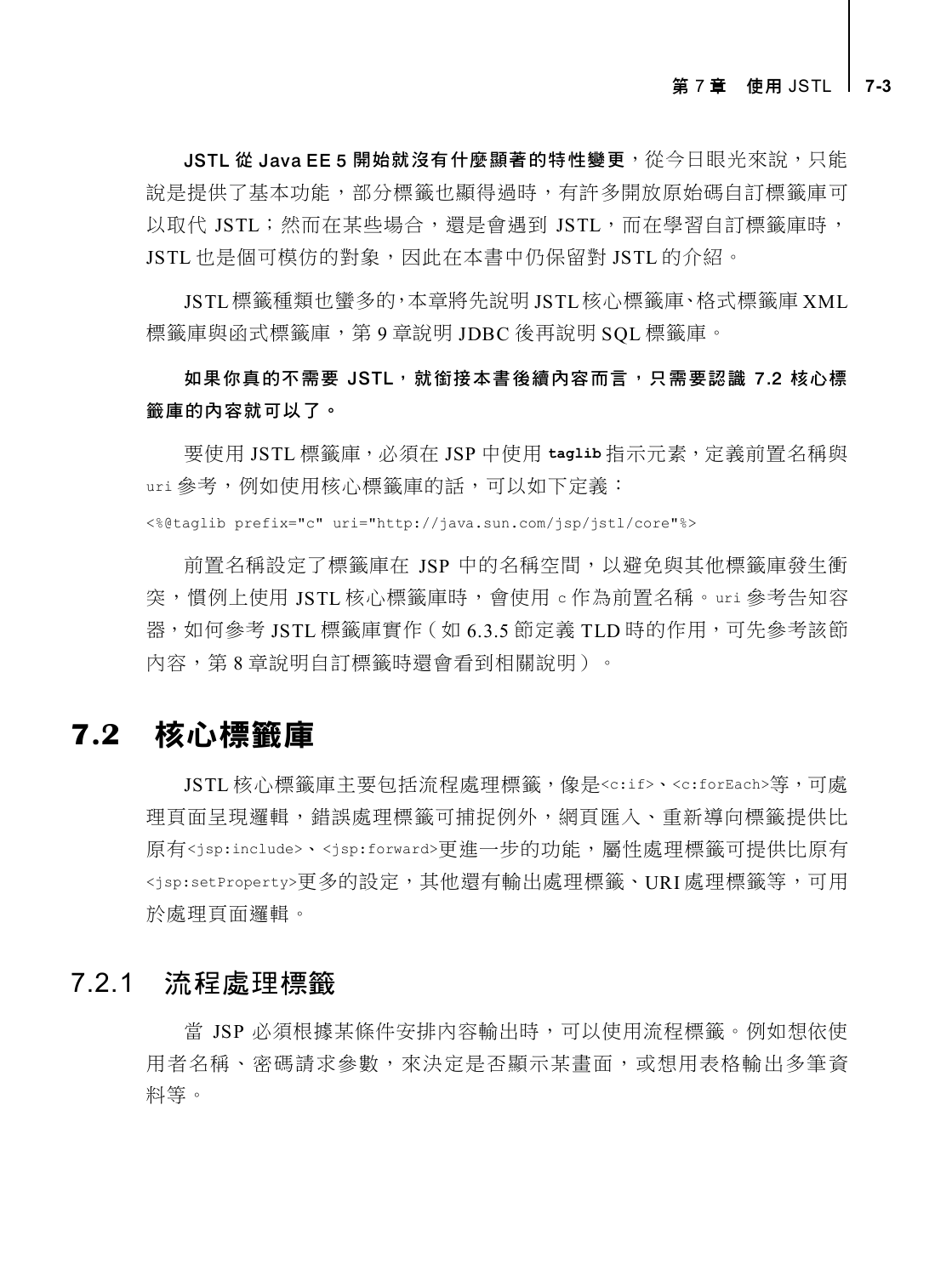**JSTL 從 Java EE 5 開始就沒有什麼顯著的特性變更**，從今日眼光來說，只能說是提供了基本功能，部分標籤也顯得過時，有許多開放原始碼自訂標籤庫可以取代 JSTL；然而在某些場合，還是會遇到 JSTL，而在學習自訂標籤庫時，JSTL 也是個可模仿的對象，因此在本書中仍保留對 JSTL 的介紹。

JSTL 標籤種類也蠻多的，本章將先說明 JSTL 核心標籤庫、格式標籤庫 XML 標籤庫與函式標籤庫，第 9 章說明 JDBC 後再說明 SQL 標籤庫。

**如果你真的不需要 JSTL，就銜接本書後續內容而言，只需要認識 7.2 核心標籤庫的內容就可以了。**

要使用 JSTL 標籤庫，必須在 JSP 中使用 `taglib` 指示元素，定義前置名稱與 `uri` 參考，例如使用核心標籤庫的話，可以如下定義：

```
<%@taglib prefix="c" uri="http://java.sun.com/jsp/jstl/core"%>
```

前置名稱設定了標籤庫在 JSP 中的名稱空間，以避免與其他標籤庫發生衝突，慣例上使用 JSTL 核心標籤庫時，會使用 `c` 作為前置名稱。`uri` 參考告知容器，如何參考 JSTL 標籤庫實作（如 6.3.5 節定義 TLD 時的作用，可先參考該節內容，第 8 章說明自訂標籤時還會看到相關說明）。

## 7.2 核心標籤庫

JSTL 核心標籤庫主要包括流程處理標籤，像是`<c:if>`、`<c:forEach>`等，可處理頁面呈現邏輯，錯誤處理標籤可捕捉例外，網頁匯入、重新導向標籤提供比原有`<jsp:include>`、`<jsp:forward>`更進一步的功能，屬性處理標籤可提供比原有`<jsp:setProperty>`更多的設定，其他還有輸出處理標籤、URI 處理標籤等，可用於處理頁面邏輯。

### 7.2.1 流程處理標籤

當 JSP 必須根據某條件安排內容輸出時，可以使用流程標籤。例如想依使用者名稱、密碼請求參數，來決定是否顯示某畫面，或想用表格輸出多筆資料等。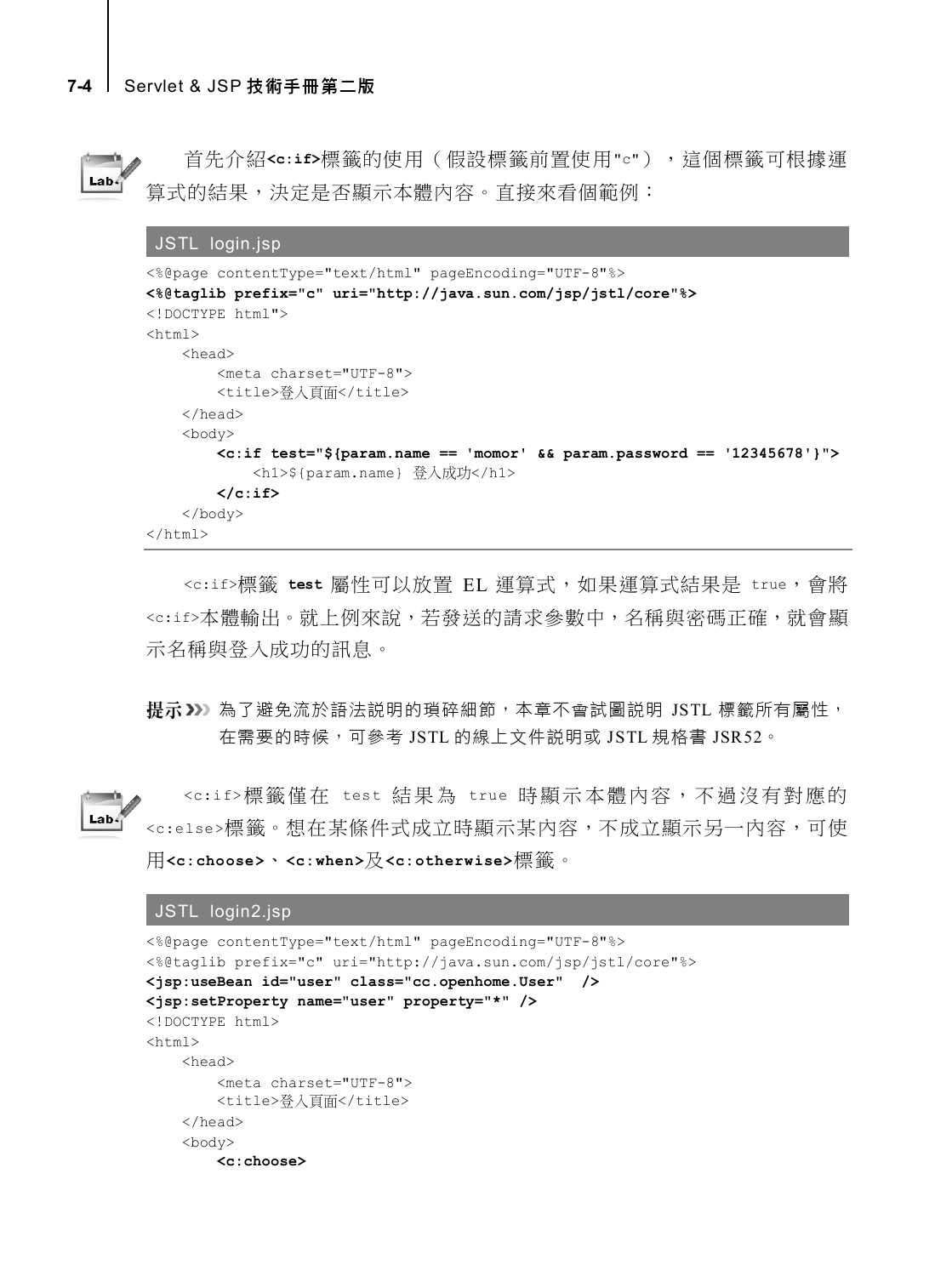首先介紹**<c:if>**標籤的使用（假設標籤前置使用"c"），這個標籤可根據運算式的結果，決定是否顯示本體內容。直接來看個範例：

**JSTL login.jsp**

```
<%@page contentType="text/html" pageEncoding="UTF-8"%>
<%@taglib prefix="c" uri="http://java.sun.com/jsp/jstl/core"%>
<!DOCTYPE html">
<html>
    <head>
        <meta charset="UTF-8">
        <title>登入頁面</title>
    </head>
    <body>
        <c:if test="${param.name == 'momor' && param.password == '12345678'}">
            <h1>${param.name} 登入成功</h1>
        </c:if>
    </body>
</html>
```

<c:if>標籤 **test** 屬性可以放置 EL 運算式，如果運算式結果是 true，會將<c:if>本體輸出。就上例來說，若發送的請求參數中，名稱與密碼正確，就會顯示名稱與登入成功的訊息。

**提示》》** 為了避免流於語法說明的瑣碎細節，本章不會試圖說明 JSTL 標籤所有屬性，在需要的時候，可參考 JSTL 的線上文件說明或 JSTL 規格書 JSR52。

<c:if>標籤僅在 test 結果為 true 時顯示本體內容，不過沒有對應的<c:else>標籤。想在某條件式成立時顯示某內容，不成立顯示另一內容，可使用**<c:choose>**、**<c:when>**及**<c:otherwise>**標籤。

**JSTL login2.jsp**

```
<%@page contentType="text/html" pageEncoding="UTF-8"%>
<%@taglib prefix="c" uri="http://java.sun.com/jsp/jstl/core"%>
<jsp:useBean id="user" class="cc.openhome.User"  />
<jsp:setProperty name="user" property="*" />
<!DOCTYPE html>
<html>
    <head>
        <meta charset="UTF-8">
        <title>登入頁面</title>
    </head>
    <body>
        <c:choose>
```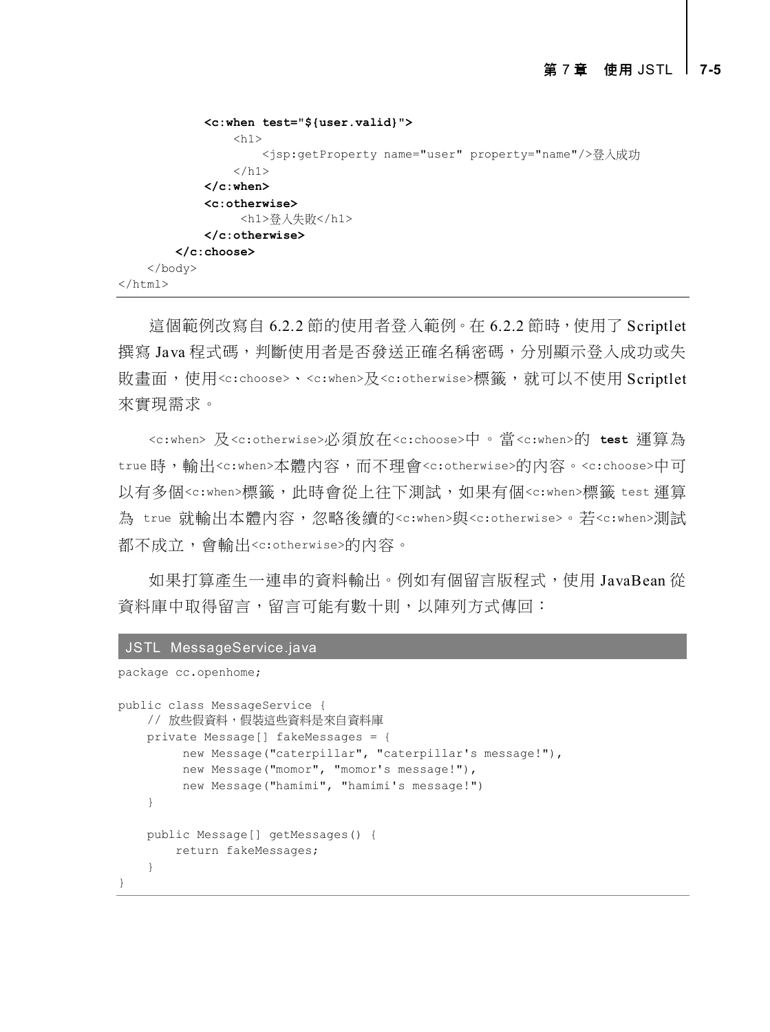```
            <c:when test="${user.valid}">
                <h1>
                    <jsp:getProperty name="user" property="name"/>登入成功
                </h1>
            </c:when>
            <c:otherwise>
                 <h1>登入失敗</h1>
            </c:otherwise>
        </c:choose>
    </body>
</html>
```

這個範例改寫自 6.2.2 節的使用者登入範例。在 6.2.2 節時，使用了 Scriptlet 撰寫 Java 程式碼，判斷使用者是否發送正確名稱密碼，分別顯示登入成功或失敗畫面，使用`<c:choose>`、`<c:when>`及`<c:otherwise>`標籤，就可以不使用 Scriptlet 來實現需求。

`<c:when>` 及`<c:otherwise>`必須放在`<c:choose>`中。當`<c:when>`的 **test** 運算為 `true` 時，輸出`<c:when>`本體內容，而不理會`<c:otherwise>`的內容。`<c:choose>`中可以有多個`<c:when>`標籤，此時會從上往下測試，如果有個`<c:when>`標籤 `test` 運算為 `true` 就輸出本體內容，忽略後續的`<c:when>`與`<c:otherwise>`。若`<c:when>`測試都不成立，會輸出`<c:otherwise>`的內容。

如果打算產生一連串的資料輸出。例如有個留言版程式，使用 JavaBean 從資料庫中取得留言，留言可能有數十則，以陣列方式傳回：

**JSTL MessageService.java**

```java
package cc.openhome;

public class MessageService {
    // 放些假資料，假裝這些資料是來自資料庫
    private Message[] fakeMessages = {
         new Message("caterpillar", "caterpillar's message!"),
         new Message("momor", "momor's message!"),
         new Message("hamimi", "hamimi's message!")
    }

    public Message[] getMessages() {
        return fakeMessages;
    }
}
```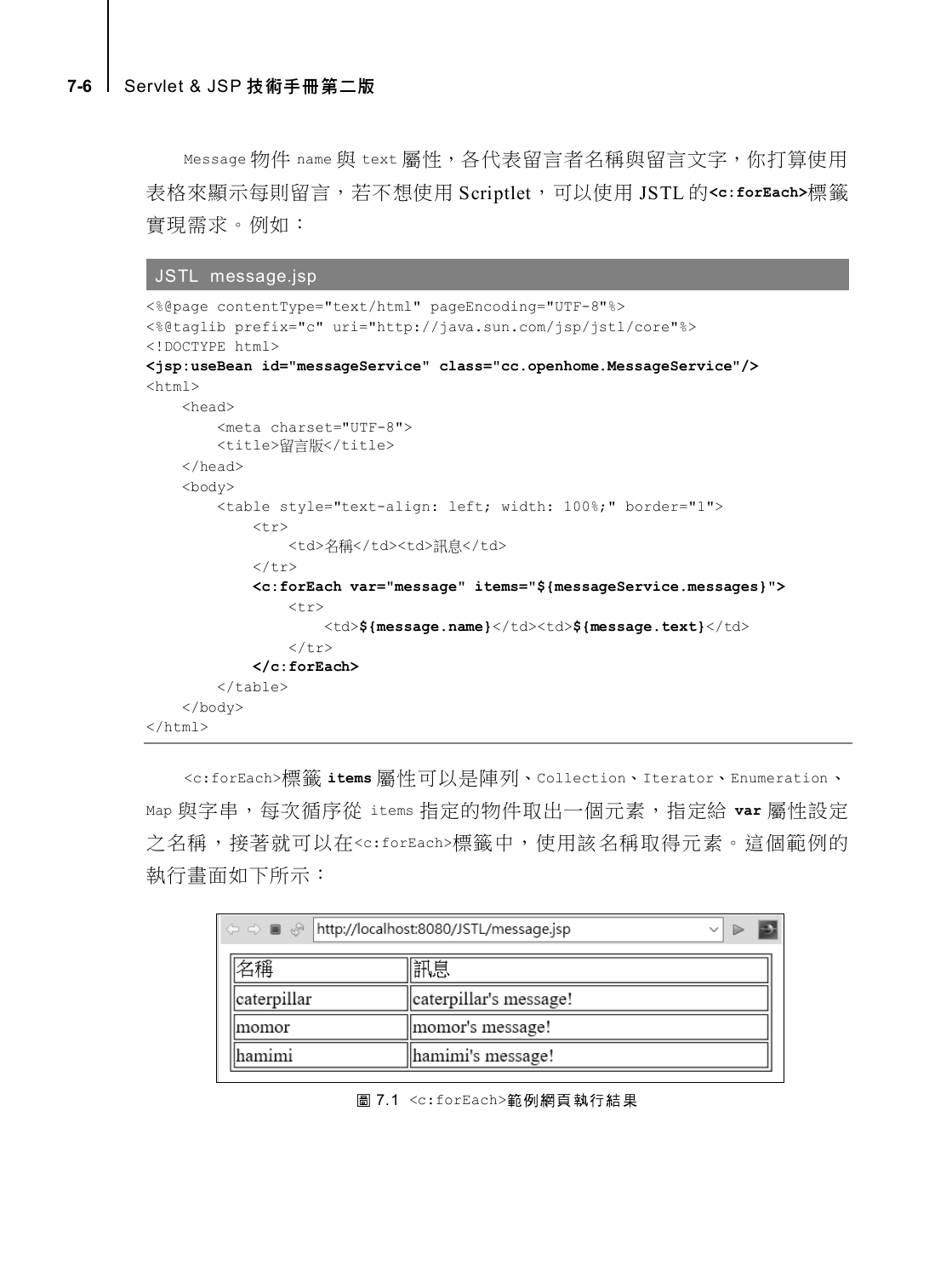`Message` 物件 `name` 與 `text` 屬性，各代表留言者名稱與留言文字，你打算使用表格來顯示每則留言，若不想使用 Scriptlet，可以使用 JSTL 的 **`<c:forEach>`** 標籤實現需求。例如：

**JSTL message.jsp**

```
<%@page contentType="text/html" pageEncoding="UTF-8"%>
<%@taglib prefix="c" uri="http://java.sun.com/jsp/jstl/core"%>
<!DOCTYPE html>
<jsp:useBean id="messageService" class="cc.openhome.MessageService"/>
<html>
    <head>
        <meta charset="UTF-8">
        <title>留言版</title>
    </head>
    <body>
        <table style="text-align: left; width: 100%;" border="1">
            <tr>
                <td>名稱</td><td>訊息</td>
            </tr>
            <c:forEach var="message" items="${messageService.messages}">
                <tr>
                    <td>${message.name}</td><td>${message.text}</td>
                </tr>
            </c:forEach>
        </table>
    </body>
</html>
```

`<c:forEach>`標籤 **`items`** 屬性可以是陣列、`Collection`、`Iterator`、`Enumeration`、`Map` 與字串，每次循序從 `items` 指定的物件取出一個元素，指定給 **`var`** 屬性設定之名稱，接著就可以在`<c:forEach>`標籤中，使用該名稱取得元素。這個範例的執行畫面如下所示：

http://localhost:8080/JSTL/message.jsp

| 名稱 | 訊息 |
|---|---|
| caterpillar | caterpillar's message! |
| momor | momor's message! |
| hamimi | hamimi's message! |

圖 7.1 `<c:forEach>`範例網頁執行結果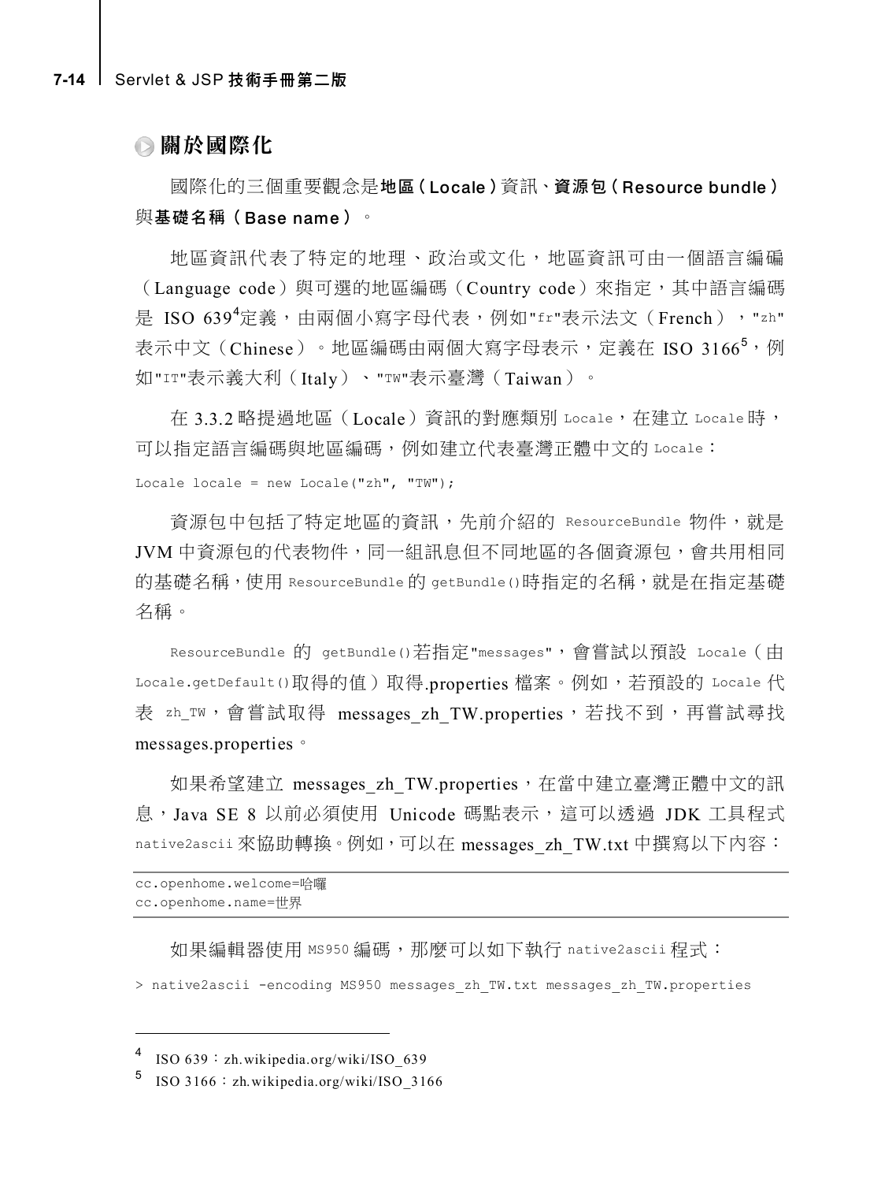## 關於國際化

國際化的三個重要觀念是**地區（Locale）**資訊、**資源包（Resource bundle）**與**基礎名稱（Base name）**。

地區資訊代表了特定的地理、政治或文化，地區資訊可由一個語言編碼（Language code）與可選的地區編碼（Country code）來指定，其中語言編碼是 ISO 639[4]定義，由兩個小寫字母代表，例如"fr"表示法文（French），"zh"表示中文（Chinese）。地區編碼由兩個大寫字母表示，定義在 ISO 3166[5]，例如"IT"表示義大利（Italy）、"TW"表示臺灣（Taiwan）。

在 3.3.2 略提過地區（Locale）資訊的對應類別 `Locale`，在建立 `Locale` 時，可以指定語言編碼與地區編碼，例如建立代表臺灣正體中文的 `Locale`：

```
Locale locale = new Locale("zh", "TW");
```

資源包中包括了特定地區的資訊，先前介紹的 `ResourceBundle` 物件，就是 JVM 中資源包的代表物件，同一組訊息但不同地區的各個資源包，會共用相同的基礎名稱，使用 `ResourceBundle` 的 `getBundle()`時指定的名稱，就是在指定基礎名稱。

`ResourceBundle` 的 `getBundle()`若指定"messages"，會嘗試以預設 `Locale`（由 `Locale.getDefault()`取得的值）取得.properties 檔案。例如，若預設的 `Locale` 代表 `zh_TW`，會嘗試取得 messages_zh_TW.properties，若找不到，再嘗試尋找 messages.properties。

如果希望建立 messages_zh_TW.properties，在當中建立臺灣正體中文的訊息，Java SE 8 以前必須使用 Unicode 碼點表示，這可以透過 JDK 工具程式 `native2ascii` 來協助轉換。例如，可以在 messages_zh_TW.txt 中撰寫以下內容：

```
cc.openhome.welcome=哈囉
cc.openhome.name=世界
```

如果編輯器使用 `MS950` 編碼，那麼可以如下執行 `native2ascii` 程式：

```
> native2ascii -encoding MS950 messages_zh_TW.txt messages_zh_TW.properties
```

---

[4] ISO 639：zh.wikipedia.org/wiki/ISO_639

[5] ISO 3166：zh.wikipedia.org/wiki/ISO_3166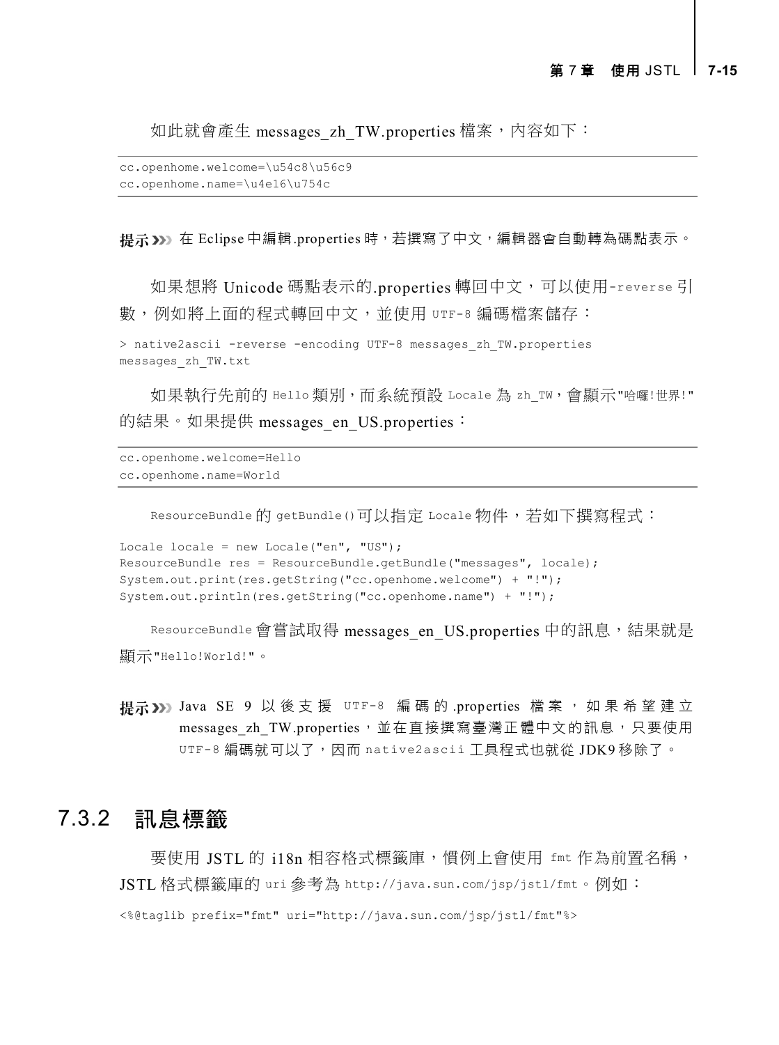如此就會產生 messages_zh_TW.properties 檔案，內容如下：

```
cc.openhome.welcome=\u54c8\u56c9
cc.openhome.name=\u4e16\u754c
```

**提示 >>>** 在 Eclipse 中編輯.properties 時，若撰寫了中文，編輯器會自動轉為碼點表示。

如果想將 Unicode 碼點表示的.properties 轉回中文，可以使用`-reverse` 引數，例如將上面的程式轉回中文，並使用 `UTF-8` 編碼檔案儲存：

```
> native2ascii -reverse -encoding UTF-8 messages_zh_TW.properties
messages_zh_TW.txt
```

如果執行先前的 `Hello` 類別，而系統預設 `Locale` 為 `zh_TW`，會顯示`"哈囉!世界!"`的結果。如果提供 messages_en_US.properties：

```
cc.openhome.welcome=Hello
cc.openhome.name=World
```

`ResourceBundle` 的 `getBundle()`可以指定 `Locale` 物件，若如下撰寫程式：

```
Locale locale = new Locale("en", "US");
ResourceBundle res = ResourceBundle.getBundle("messages", locale);
System.out.print(res.getString("cc.openhome.welcome") + "!");
System.out.println(res.getString("cc.openhome.name") + "!");
```

`ResourceBundle` 會嘗試取得 messages_en_US.properties 中的訊息，結果就是顯示`"Hello!World!"`。

**提示 >>>** Java SE 9 以後支援 `UTF-8` 編碼的.properties 檔案，如果希望建立 messages_zh_TW.properties，並在直接撰寫臺灣正體中文的訊息，只要使用 `UTF-8` 編碼就可以了，因而 `native2ascii` 工具程式也就從 JDK9 移除了。

## 7.3.2 訊息標籤

要使用 JSTL 的 i18n 相容格式標籤庫，慣例上會使用 `fmt` 作為前置名稱，JSTL 格式標籤庫的 `uri` 參考為 `http://java.sun.com/jsp/jstl/fmt`。例如：

```
<%@taglib prefix="fmt" uri="http://java.sun.com/jsp/jstl/fmt"%>
```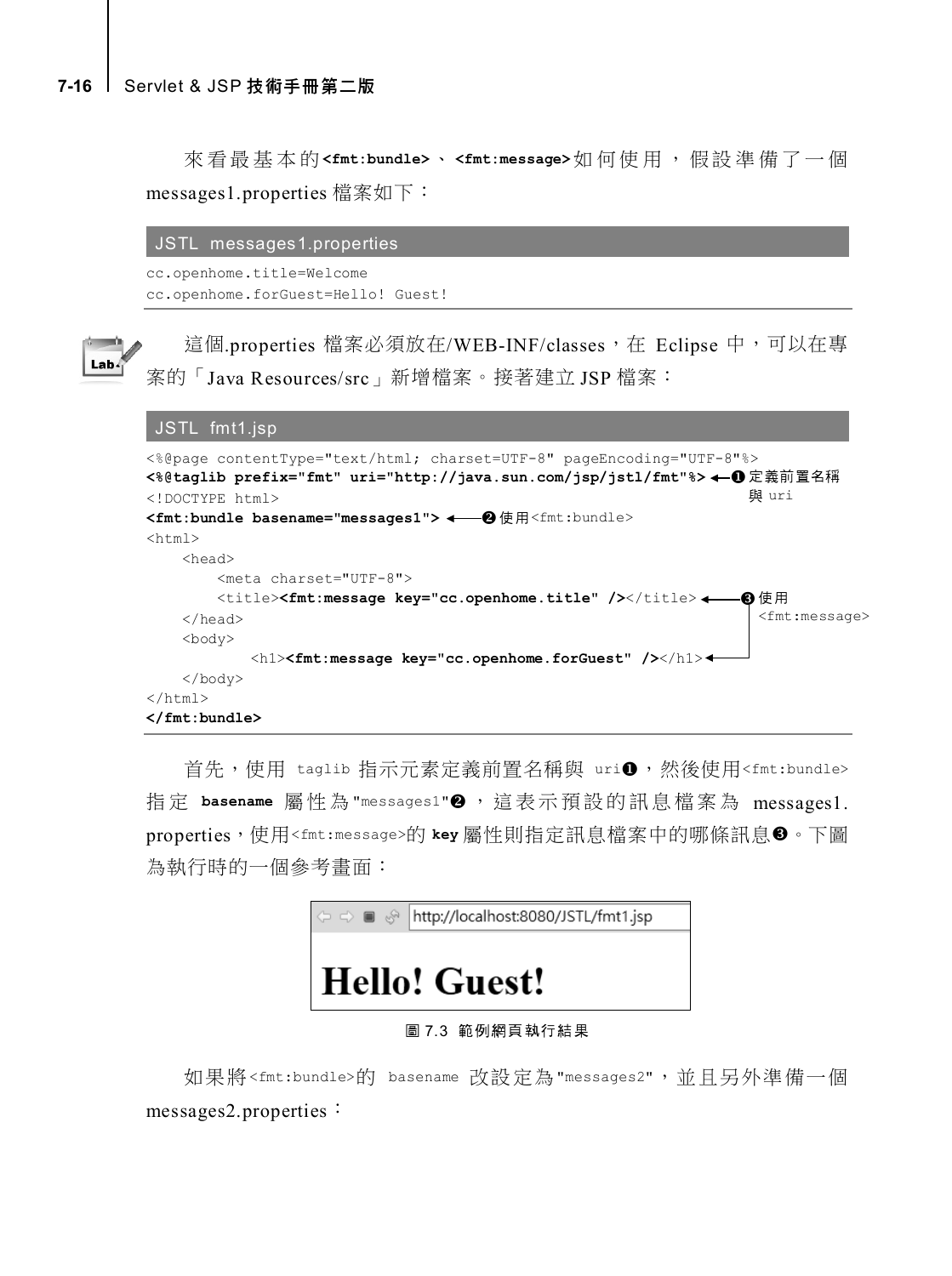來看最基本的**`<fmt:bundle>`**、**`<fmt:message>`**如何使用，假設準備了一個 messages1.properties 檔案如下：

**JSTL messages1.properties**

```
cc.openhome.title=Welcome
cc.openhome.forGuest=Hello! Guest!
```

這個.properties 檔案必須放在/WEB-INF/classes，在 Eclipse 中，可以在專案的「Java Resources/src」新增檔案。接著建立 JSP 檔案：

**JSTL fmt1.jsp**

```
<%@page contentType="text/html; charset=UTF-8" pageEncoding="UTF-8"%>
<%@taglib prefix="fmt" uri="http://java.sun.com/jsp/jstl/fmt"%>  ←❶ 定義前置名稱與 uri
<!DOCTYPE html>
<fmt:bundle basename="messages1">  ←❷ 使用<fmt:bundle>
<html>
    <head>
        <meta charset="UTF-8">
        <title><fmt:message key="cc.openhome.title" /></title>  ←❸ 使用<fmt:message>
    </head>
    <body>
        <h1><fmt:message key="cc.openhome.forGuest" /></h1>
    </body>
</html>
</fmt:bundle>
```

首先，使用 `taglib` 指示元素定義前置名稱與 `uri`❶，然後使用`<fmt:bundle>`指定 **`basename`** 屬性為`"messages1"`❷，這表示預設的訊息檔案為 messages1.properties，使用`<fmt:message>`的 **`key`** 屬性則指定訊息檔案中的哪條訊息❸。下圖為執行時的一個參考畫面：

http://localhost:8080/JSTL/fmt1.jsp

**Hello! Guest!**

圖 7.3 範例網頁執行結果

如果將`<fmt:bundle>`的 `basename` 改設定為`"messages2"`，並且另外準備一個 messages2.properties：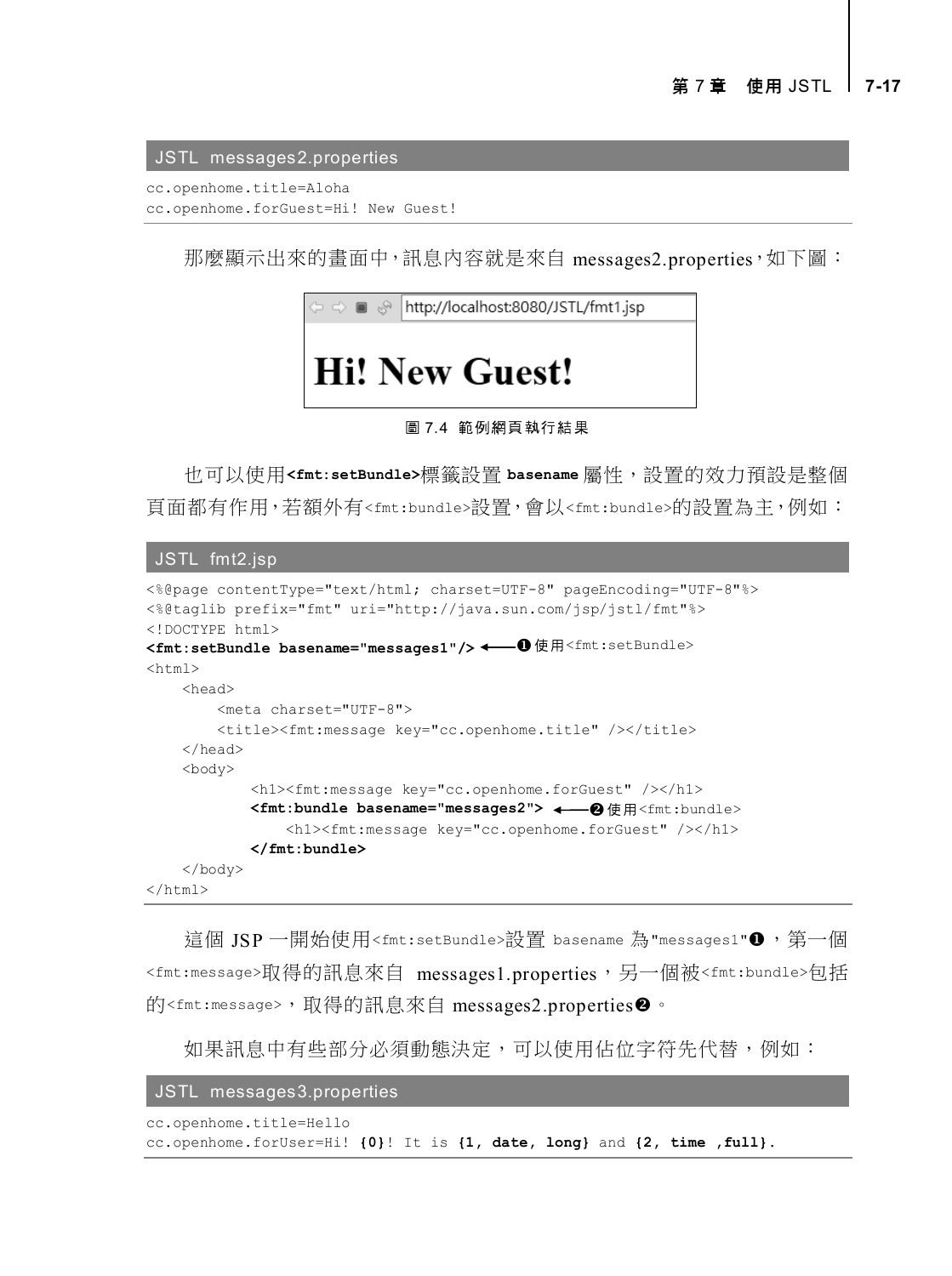JSTL messages2.properties

```
cc.openhome.title=Aloha
cc.openhome.forGuest=Hi! New Guest!
```

那麼顯示出來的畫面中，訊息內容就是來自 messages2.properties，如下圖：

http://localhost:8080/JSTL/fmt1.jsp

**Hi! New Guest!**

圖 7.4 範例網頁執行結果

也可以使用`<fmt:setBundle>`標籤設置 `basename` 屬性，設置的效力預設是整個頁面都有作用，若額外有`<fmt:bundle>`設置，會以`<fmt:bundle>`的設置為主，例如：

JSTL fmt2.jsp

```
<%@page contentType="text/html; charset=UTF-8" pageEncoding="UTF-8"%>
<%@taglib prefix="fmt" uri="http://java.sun.com/jsp/jstl/fmt"%>
<!DOCTYPE html>
<fmt:setBundle basename="messages1"/> ←❶ 使用<fmt:setBundle>
<html>
    <head>
        <meta charset="UTF-8">
        <title><fmt:message key="cc.openhome.title" /></title>
    </head>
    <body>
            <h1><fmt:message key="cc.openhome.forGuest" /></h1>
            <fmt:bundle basename="messages2"> ←❷ 使用<fmt:bundle>
                <h1><fmt:message key="cc.openhome.forGuest" /></h1>
            </fmt:bundle>
    </body>
</html>
```

這個 JSP 一開始使用`<fmt:setBundle>`設置 `basename` 為`"messages1"`❶，第一個`<fmt:message>`取得的訊息來自 messages1.properties，另一個被`<fmt:bundle>`包括的`<fmt:message>`，取得的訊息來自 messages2.properties❷。

如果訊息中有些部分必須動態決定，可以使用佔位字符先代替，例如：

JSTL messages3.properties

```
cc.openhome.title=Hello
cc.openhome.forUser=Hi! {0}! It is {1, date, long} and {2, time ,full}.
```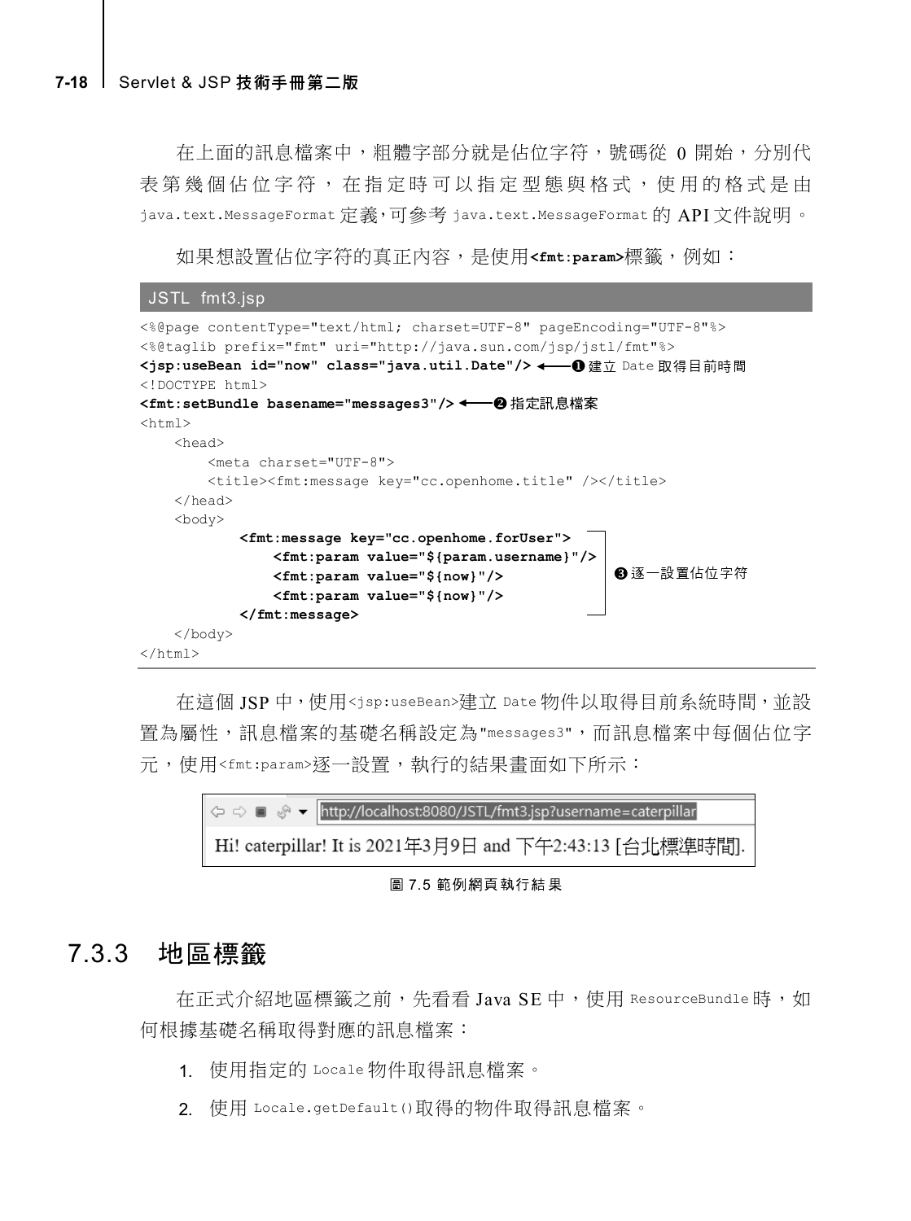在上面的訊息檔案中，粗體字部分就是佔位字符，號碼從 0 開始，分別代表第幾個佔位字符，在指定時可以指定型態與格式，使用的格式是由 java.text.MessageFormat 定義，可參考 java.text.MessageFormat 的 API 文件說明。

如果想設置佔位字符的真正內容，是使用**<fmt:param>**標籤，例如：

JSTL fmt3.jsp

```
<%@page contentType="text/html; charset=UTF-8" pageEncoding="UTF-8"%>
<%@taglib prefix="fmt" uri="http://java.sun.com/jsp/jstl/fmt"%>
<jsp:useBean id="now" class="java.util.Date"/>   ← ❶ 建立 Date 取得目前時間
<!DOCTYPE html>
<fmt:setBundle basename="messages3"/>   ← ❷ 指定訊息檔案
<html>
    <head>
        <meta charset="UTF-8">
        <title><fmt:message key="cc.openhome.title" /></title>
    </head>
    <body>
        <fmt:message key="cc.openhome.forUser">
            <fmt:param value="${param.username}"/>
            <fmt:param value="${now}"/>
            <fmt:param value="${now}"/>
        </fmt:message>                          ❸ 逐一設置佔位字符
    </body>
</html>
```

在這個 JSP 中，使用<jsp:useBean>建立 Date 物件以取得目前系統時間，並設置為屬性，訊息檔案的基礎名稱設定為"messages3"，而訊息檔案中每個佔位字元，使用<fmt:param>逐一設置，執行的結果畫面如下所示：

http://localhost:8080/JSTL/fmt3.jsp?username=caterpillar

Hi! caterpillar! It is 2021年3月9日 and 下午2:43:13 [台北標準時間].

圖 7.5 範例網頁執行結果

### 7.3.3 地區標籤

在正式介紹地區標籤之前，先看看 Java SE 中，使用 ResourceBundle 時，如何根據基礎名稱取得對應的訊息檔案：

1. 使用指定的 Locale 物件取得訊息檔案。
2. 使用 Locale.getDefault()取得的物件取得訊息檔案。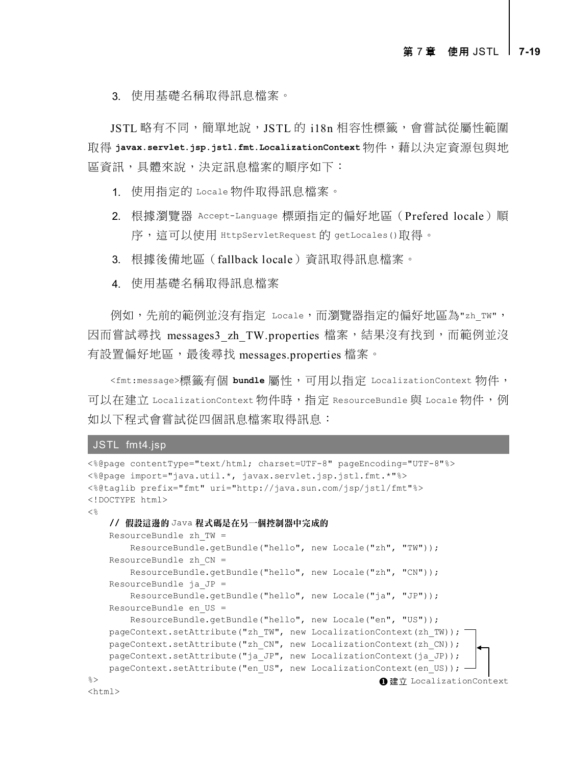3. 使用基礎名稱取得訊息檔案。

JSTL 略有不同，簡單地說，JSTL 的 i18n 相容性標籤，會嘗試從屬性範圍取得 **javax.servlet.jsp.jstl.fmt.LocalizationContext** 物件，藉以決定資源包與地區資訊，具體來說，決定訊息檔案的順序如下：

1. 使用指定的 `Locale` 物件取得訊息檔案。
2. 根據瀏覽器 `Accept-Language` 標頭指定的偏好地區（Prefered locale）順序，這可以使用 `HttpServletRequest` 的 `getLocales()`取得。
3. 根據後備地區（fallback locale）資訊取得訊息檔案。
4. 使用基礎名稱取得訊息檔案

例如，先前的範例並沒有指定 `Locale`，而瀏覽器指定的偏好地區為`"zh_TW"`，因而嘗試尋找 messages3_zh_TW.properties 檔案，結果沒有找到，而範例並沒有設置偏好地區，最後尋找 messages.properties 檔案。

`<fmt:message>`標籤有個 **bundle** 屬性，可用以指定 `LocalizationContext` 物件，可以在建立 `LocalizationContext` 物件時，指定 `ResourceBundle` 與 `Locale` 物件，例如以下程式會嘗試從四個訊息檔案取得訊息：

JSTL fmt4.jsp

```
<%@page contentType="text/html; charset=UTF-8" pageEncoding="UTF-8"%>
<%@page import="java.util.*, javax.servlet.jsp.jstl.fmt.*"%>
<%@taglib prefix="fmt" uri="http://java.sun.com/jsp/jstl/fmt"%>
<!DOCTYPE html>
<%
    // 假設這邊的 Java 程式碼是在另一個控制器中完成的
    ResourceBundle zh_TW =
        ResourceBundle.getBundle("hello", new Locale("zh", "TW"));
    ResourceBundle zh_CN =
        ResourceBundle.getBundle("hello", new Locale("zh", "CN"));
    ResourceBundle ja_JP =
        ResourceBundle.getBundle("hello", new Locale("ja", "JP"));
    ResourceBundle en_US =
        ResourceBundle.getBundle("hello", new Locale("en", "US"));
    pageContext.setAttribute("zh_TW", new LocalizationContext(zh_TW));
    pageContext.setAttribute("zh_CN", new LocalizationContext(zh_CN));
    pageContext.setAttribute("ja_JP", new LocalizationContext(ja_JP));
    pageContext.setAttribute("en_US", new LocalizationContext(en_US));
%>                                          ❶建立 LocalizationContext
<html>
```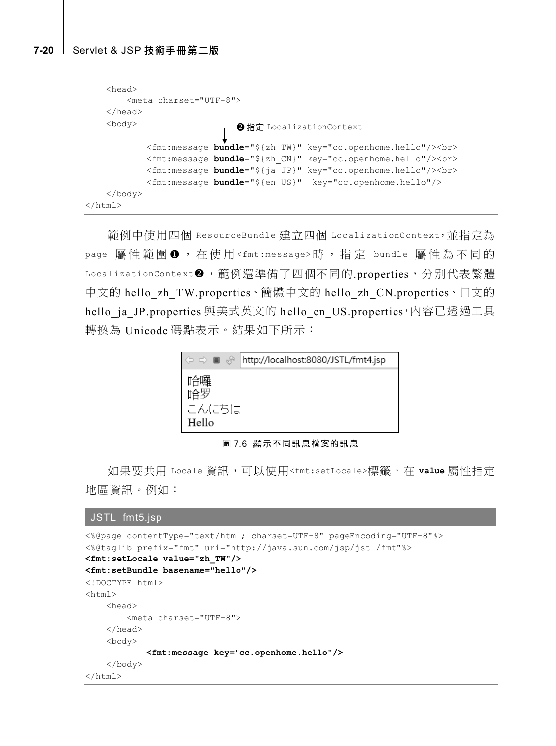```
    <head>
        <meta charset="UTF-8">
    </head>
    <body>                        ❷ 指定 LocalizationContext
            <fmt:message bundle="${zh_TW}" key="cc.openhome.hello"/><br>
            <fmt:message bundle="${zh_CN}" key="cc.openhome.hello"/><br>
            <fmt:message bundle="${ja_JP}" key="cc.openhome.hello"/><br>
            <fmt:message bundle="${en_US}"  key="cc.openhome.hello"/>
    </body>
</html>
```

範例中使用四個 ResourceBundle 建立四個 LocalizationContext，並指定為 page 屬性範圍❶，在使用<fmt:message>時，指定 bundle 屬性為不同的 LocalizationContext❷，範例還準備了四個不同的.properties，分別代表繁體中文的 hello_zh_TW.properties、簡體中文的 hello_zh_CN.properties、日文的 hello_ja_JP.properties 與美式英文的 hello_en_US.properties，內容已透過工具轉換為 Unicode 碼點表示。結果如下所示：

```
http://localhost:8080/JSTL/fmt4.jsp

哈囉
哈罗
こんにちは
Hello
```

圖 7.6 顯示不同訊息檔案的訊息

如果要共用 Locale 資訊，可以使用<fmt:setLocale>標籤，在 **value** 屬性指定地區資訊。例如：

JSTL fmt5.jsp

```
<%@page contentType="text/html; charset=UTF-8" pageEncoding="UTF-8"%>
<%@taglib prefix="fmt" uri="http://java.sun.com/jsp/jstl/fmt"%>
<fmt:setLocale value="zh_TW"/>
<fmt:setBundle basename="hello"/>
<!DOCTYPE html>
<html>
    <head>
        <meta charset="UTF-8">
    </head>
    <body>
            <fmt:message key="cc.openhome.hello"/>
    </body>
</html>
```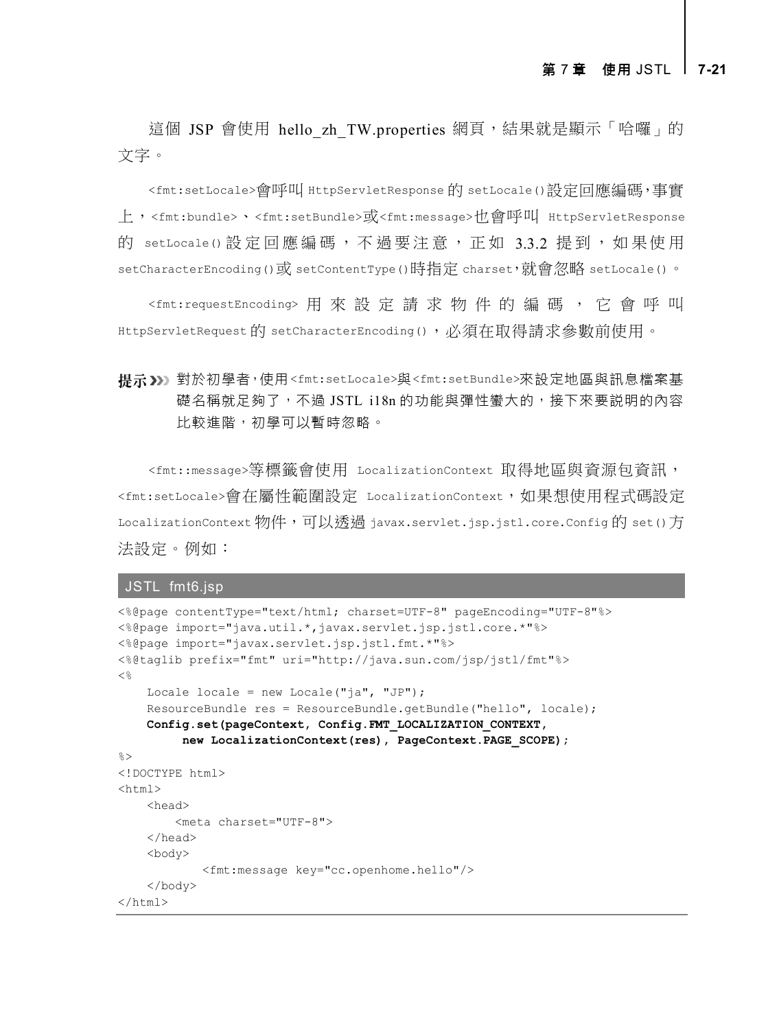這個 JSP 會使用 hello_zh_TW.properties 網頁，結果就是顯示「哈囉」的文字。

<fmt:setLocale>會呼叫 HttpServletResponse 的 setLocale()設定回應編碼，事實上，<fmt:bundle>、<fmt:setBundle>或<fmt:message>也會呼叫 HttpServletResponse 的 setLocale()設定回應編碼，不過要注意，正如 3.3.2 提到，如果使用 setCharacterEncoding()或 setContentType()時指定 charset，就會忽略 setLocale()。

<fmt:requestEncoding> 用來設定請求物件的編碼，它會呼叫 HttpServletRequest 的 setCharacterEncoding()，必須在取得請求參數前使用。

**提示》》》** 對於初學者，使用<fmt:setLocale>與<fmt:setBundle>來設定地區與訊息檔案基礎名稱就足夠了，不過 JSTL i18n 的功能與彈性蠻大的，接下來要說明的內容比較進階，初學可以暫時忽略。

<fmt::message>等標籤會使用 LocalizationContext 取得地區與資源包資訊，<fmt:setLocale>會在屬性範圍設定 LocalizationContext，如果想使用程式碼設定 LocalizationContext 物件，可以透過 javax.servlet.jsp.jstl.core.Config 的 set()方法設定。例如：

JSTL fmt6.jsp

```
<%@page contentType="text/html; charset=UTF-8" pageEncoding="UTF-8"%>
<%@page import="java.util.*,javax.servlet.jsp.jstl.core.*"%>
<%@page import="javax.servlet.jsp.jstl.fmt.*"%>
<%@taglib prefix="fmt" uri="http://java.sun.com/jsp/jstl/fmt"%>
<%
    Locale locale = new Locale("ja", "JP");
    ResourceBundle res = ResourceBundle.getBundle("hello", locale);
    Config.set(pageContext, Config.FMT_LOCALIZATION_CONTEXT,
         new LocalizationContext(res), PageContext.PAGE_SCOPE);
%>
<!DOCTYPE html>
<html>
    <head>
        <meta charset="UTF-8">
    </head>
    <body>
            <fmt:message key="cc.openhome.hello"/>
    </body>
</html>
```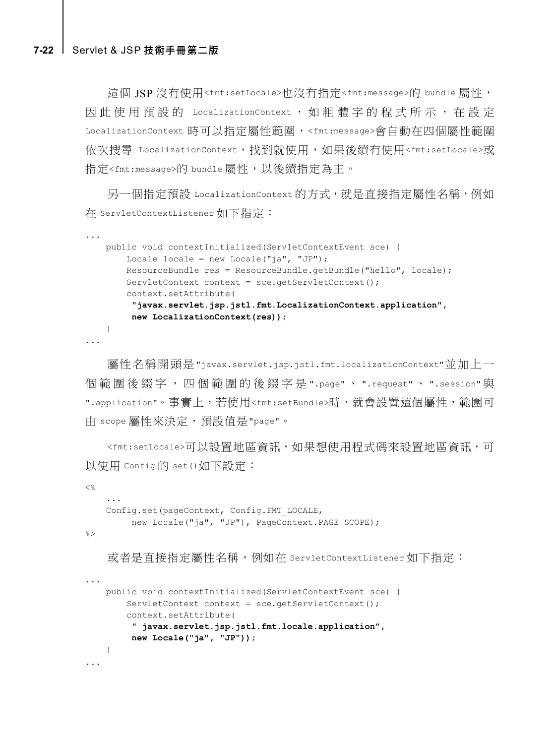這個 JSP 沒有使用`<fmt:setLocale>`也沒有指定`<fmt:message>`的 bundle 屬性，因此使用預設的 LocalizationContext，如粗體字的程式所示，在設定 LocalizationContext 時可以指定屬性範圍，`<fmt:message>`會自動在四個屬性範圍依次搜尋 LocalizationContext，找到就使用，如果後續有使用`<fmt:setLocale>`或指定`<fmt:message>`的 bundle 屬性，以後續指定為主。

另一個指定預設 LocalizationContext 的方式，就是直接指定屬性名稱，例如在 ServletContextListener 如下指定：

```
...
    public void contextInitialized(ServletContextEvent sce) {
        Locale locale = new Locale("ja", "JP");
        ResourceBundle res = ResourceBundle.getBundle("hello", locale);
        ServletContext context = sce.getServletContext();
        context.setAttribute(
         "javax.servlet.jsp.jstl.fmt.LocalizationContext.application",
         new LocalizationContext(res));
    }
...
```

屬性名稱開頭是"javax.servlet.jsp.jstl.fmt.localizationContext"並加上一個範圍後綴字，四個範圍的後綴字是".page"、".request"、".session"與".application"。事實上，若使用`<fmt:setBundle>`時，就會設置這個屬性，範圍可由 scope 屬性來決定，預設值是"page"。

`<fmt:setLocale>`可以設置地區資訊，如果想使用程式碼來設置地區資訊，可以使用 Config 的 set()如下設定：

```
<%
    ...
    Config.set(pageContext, Config.FMT_LOCALE,
         new Locale("ja", "JP"), PageContext.PAGE_SCOPE);
%>
```

或者是直接指定屬性名稱，例如在 ServletContextListener 如下指定：

```
...
    public void contextInitialized(ServletContextEvent sce) {
        ServletContext context = sce.getServletContext();
        context.setAttribute(
         " javax.servlet.jsp.jstl.fmt.locale.application",
         new Locale("ja", "JP"));
    }
...
```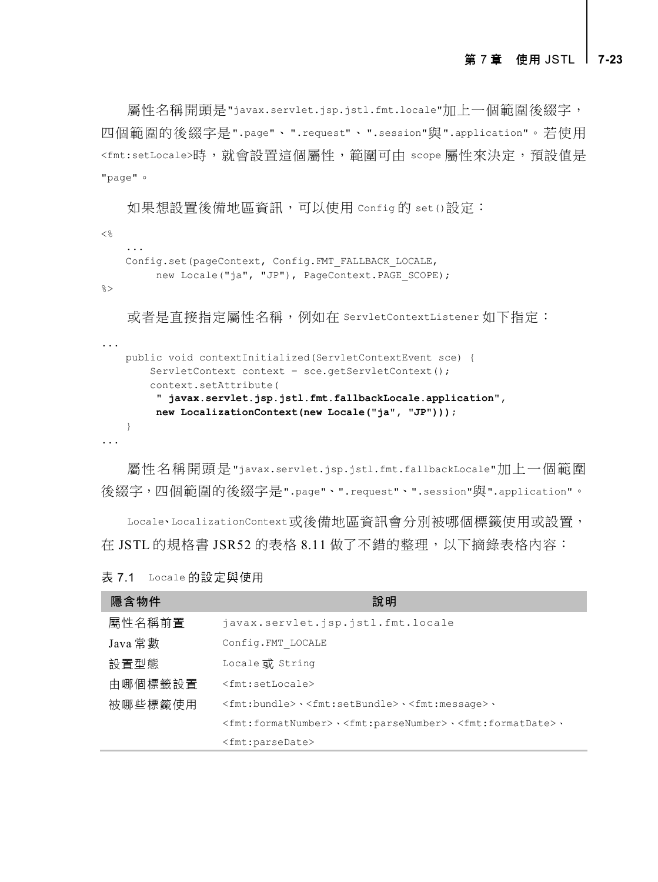屬性名稱開頭是"javax.servlet.jsp.jstl.fmt.locale"加上一個範圍後綴字，四個範圍的後綴字是".page"、".request"、".session"與".application"。若使用<fmt:setLocale>時，就會設置這個屬性，範圍可由 scope 屬性來決定，預設值是"page"。

如果想設置後備地區資訊，可以使用 Config 的 set()設定：

```
<%
    ...
    Config.set(pageContext, Config.FMT_FALLBACK_LOCALE,
         new Locale("ja", "JP"), PageContext.PAGE_SCOPE);
%>
```

或者是直接指定屬性名稱，例如在 ServletContextListener 如下指定：

```
...
    public void contextInitialized(ServletContextEvent sce) {
        ServletContext context = sce.getServletContext();
        context.setAttribute(
         " javax.servlet.jsp.jstl.fmt.fallbackLocale.application",
         new LocalizationContext(new Locale("ja", "JP")));
    }
...
```

屬性名稱開頭是"javax.servlet.jsp.jstl.fmt.fallbackLocale"加上一個範圍後綴字，四個範圍的後綴字是".page"、".request"、".session"與".application"。

Locale、LocalizationContext 或後備地區資訊會分別被哪個標籤使用或設置，在 JSTL 的規格書 JSR52 的表格 8.11 做了不錯的整理，以下摘錄表格內容：

表 7.1　Locale 的設定與使用

| 隱含物件 | 說明 |
|---|---|
| 屬性名稱前置 | javax.servlet.jsp.jstl.fmt.locale |
| Java 常數 | Config.FMT_LOCALE |
| 設置型態 | Locale 或 String |
| 由哪個標籤設置 | <fmt:setLocale> |
| 被哪些標籤使用 | <fmt:bundle>、<fmt:setBundle>、<fmt:message>、<fmt:formatNumber>、<fmt:parseNumber>、<fmt:formatDate>、<fmt:parseDate> |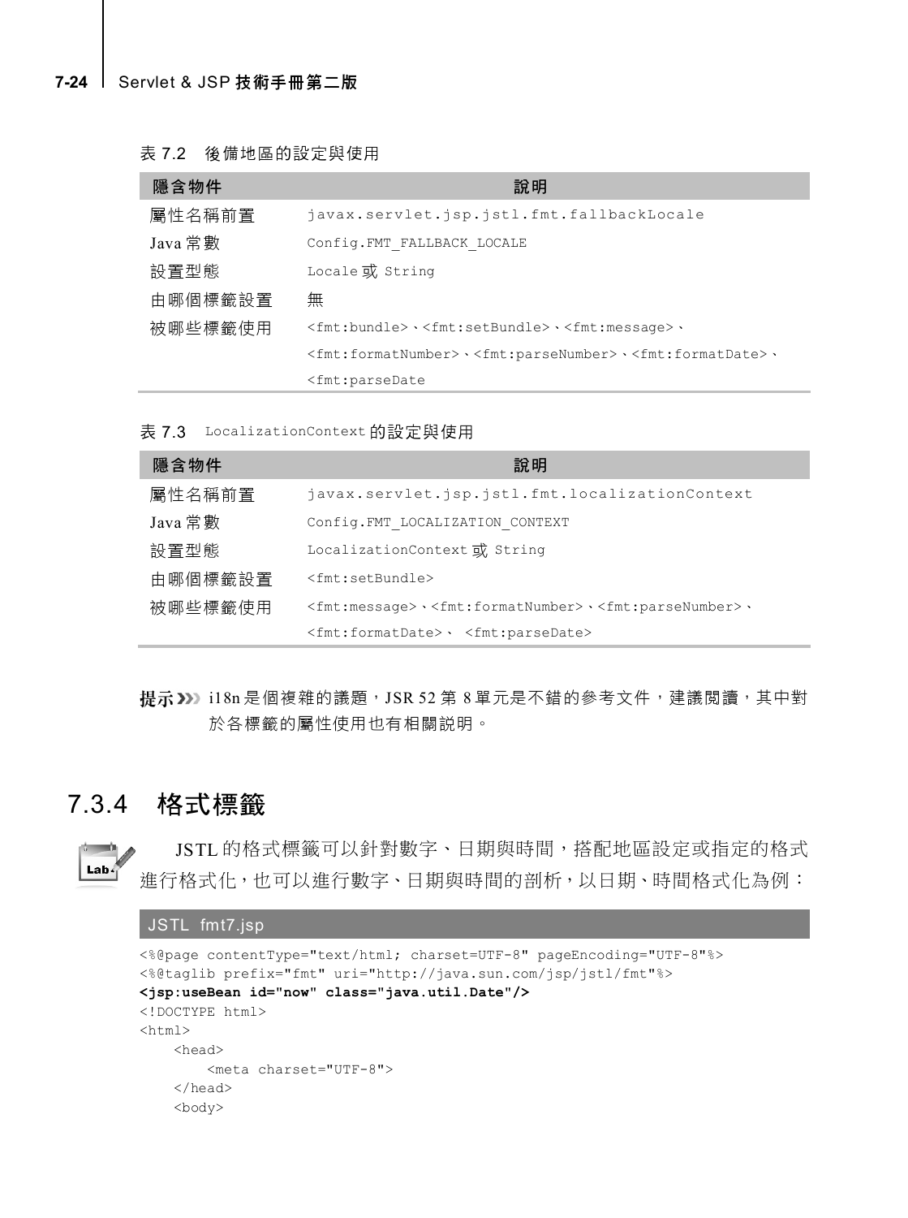表 7.2　後備地區的設定與使用

| 隱含物件 | 說明 |
|---|---|
| 屬性名稱前置 | javax.servlet.jsp.jstl.fmt.fallbackLocale |
| Java 常數 | Config.FMT_FALLBACK_LOCALE |
| 設置型態 | Locale 或 String |
| 由哪個標籤設置 | 無 |
| 被哪些標籤使用 | <fmt:bundle>、<fmt:setBundle>、<fmt:message>、<fmt:formatNumber>、<fmt:parseNumber>、<fmt:formatDate>、<fmt:parseDate |

表 7.3　LocalizationContext 的設定與使用

| 隱含物件 | 說明 |
|---|---|
| 屬性名稱前置 | javax.servlet.jsp.jstl.fmt.localizationContext |
| Java 常數 | Config.FMT_LOCALIZATION_CONTEXT |
| 設置型態 | LocalizationContext 或 String |
| 由哪個標籤設置 | <fmt:setBundle> |
| 被哪些標籤使用 | <fmt:message>、<fmt:formatNumber>、<fmt:parseNumber>、<fmt:formatDate>、 <fmt:parseDate> |

**提示 ›››** i18n 是個複雜的議題，JSR 52 第 8 單元是不錯的參考文件，建議閱讀，其中對於各標籤的屬性使用也有相關說明。

## 7.3.4　格式標籤

JSTL 的格式標籤可以針對數字、日期與時間，搭配地區設定或指定的格式進行格式化，也可以進行數字、日期與時間的剖析，以日期、時間格式化為例：

**JSTL　fmt7.jsp**

```
<%@page contentType="text/html; charset=UTF-8" pageEncoding="UTF-8"%>
<%@taglib prefix="fmt" uri="http://java.sun.com/jsp/jstl/fmt"%>
<jsp:useBean id="now" class="java.util.Date"/>
<!DOCTYPE html>
<html>
    <head>
        <meta charset="UTF-8">
    </head>
    <body>
```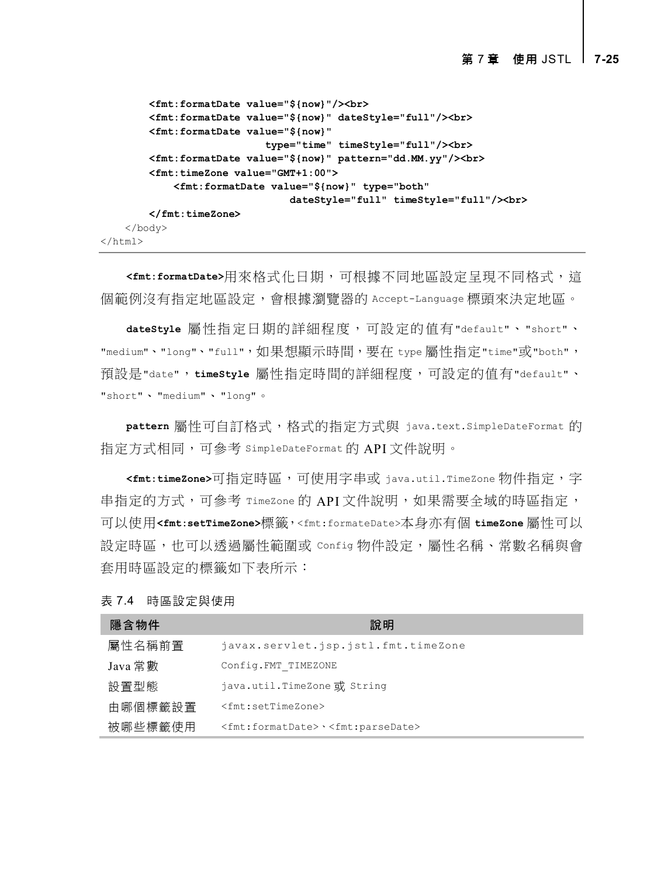```
        <fmt:formatDate value="${now}"/><br>
        <fmt:formatDate value="${now}" dateStyle="full"/><br>
        <fmt:formatDate value="${now}"
                        type="time" timeStyle="full"/><br>
        <fmt:formatDate value="${now}" pattern="dd.MM.yy"/><br>
        <fmt:timeZone value="GMT+1:00">
            <fmt:formatDate value="${now}" type="both"
                            dateStyle="full" timeStyle="full"/><br>
        </fmt:timeZone>
    </body>
</html>
```

**<fmt:formatDate>**用來格式化日期，可根據不同地區設定呈現不同格式，這個範例沒有指定地區設定，會根據瀏覽器的 Accept-Language 標頭來決定地區。

**dateStyle** 屬性指定日期的詳細程度，可設定的值有"default"、"short"、"medium"、"long"、"full"，如果想顯示時間，要在 type 屬性指定"time"或"both"，預設是"date"，**timeStyle** 屬性指定時間的詳細程度，可設定的值有"default"、"short"、"medium"、"long"。

**pattern** 屬性可自訂格式，格式的指定方式與 java.text.SimpleDateFormat 的指定方式相同，可參考 SimpleDateFormat 的 API 文件說明。

**<fmt:timeZone>**可指定時區，可使用字串或 java.util.TimeZone 物件指定，字串指定的方式，可參考 TimeZone 的 API 文件說明，如果需要全域的時區指定，可以使用**<fmt:setTimeZone>**標籤，<fmt:formateDate>本身亦有個 **timeZone** 屬性可以設定時區，也可以透過屬性範圍或 Config 物件設定，屬性名稱、常數名稱與會套用時區設定的標籤如下表所示：

表 7.4　時區設定與使用

| 隱含物件 | 說明 |
|---|---|
| 屬性名稱前置 | javax.servlet.jsp.jstl.fmt.timeZone |
| Java 常數 | Config.FMT_TIMEZONE |
| 設置型態 | java.util.TimeZone 或 String |
| 由哪個標籤設置 | <fmt:setTimeZone> |
| 被哪些標籤使用 | <fmt:formatDate>、<fmt:parseDate> |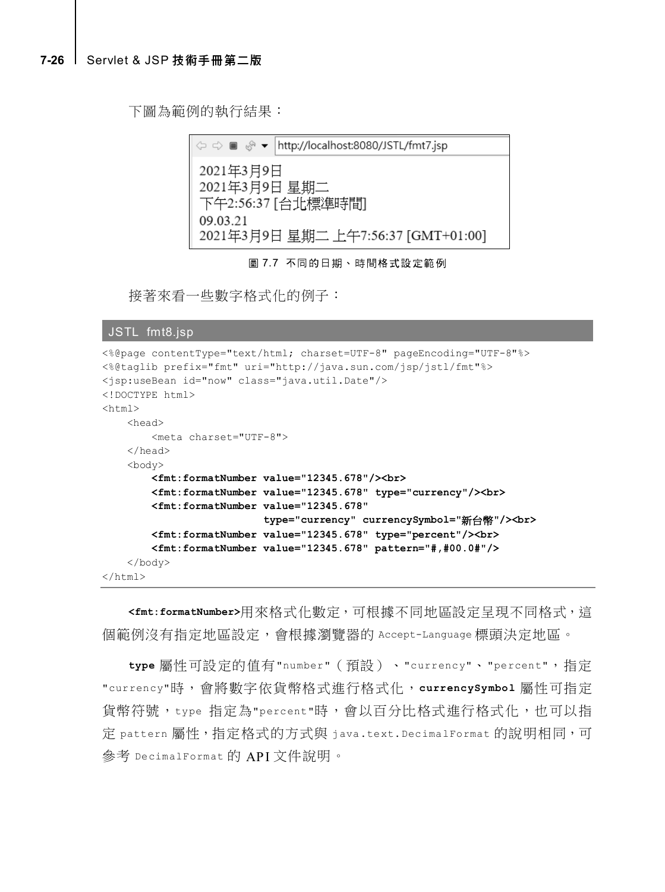下圖為範例的執行結果：

```
http://localhost:8080/JSTL/fmt7.jsp

2021年3月9日
2021年3月9日 星期二
下午2:56:37 [台北標準時間]
09.03.21
2021年3月9日 星期二 上午7:56:37 [GMT+01:00]
```

圖 7.7 不同的日期、時間格式設定範例

接著來看一些數字格式化的例子：

JSTL fmt8.jsp

```
<%@page contentType="text/html; charset=UTF-8" pageEncoding="UTF-8"%>
<%@taglib prefix="fmt" uri="http://java.sun.com/jsp/jstl/fmt"%>
<jsp:useBean id="now" class="java.util.Date"/>
<!DOCTYPE html>
<html>
    <head>
        <meta charset="UTF-8">
    </head>
    <body>
        <fmt:formatNumber value="12345.678"/><br>
        <fmt:formatNumber value="12345.678" type="currency"/><br>
        <fmt:formatNumber value="12345.678"
                          type="currency" currencySymbol="新台幣"/><br>
        <fmt:formatNumber value="12345.678" type="percent"/><br>
        <fmt:formatNumber value="12345.678" pattern="#,#00.0#"/>
    </body>
</html>
```

**`<fmt:formatNumber>`**用來格式化數定，可根據不同地區設定呈現不同格式，這個範例沒有指定地區設定，會根據瀏覽器的 `Accept-Language` 標頭決定地區。

**`type`** 屬性可設定的值有`"number"`（預設）、`"currency"`、`"percent"`，指定`"currency"`時，會將數字依貨幣格式進行格式化，**`currencySymbol`** 屬性可指定貨幣符號，`type` 指定為`"percent"`時，會以百分比格式進行格式化，也可以指定 `pattern` 屬性，指定格式的方式與 `java.text.DecimalFormat` 的說明相同，可參考 `DecimalFormat` 的 API 文件說明。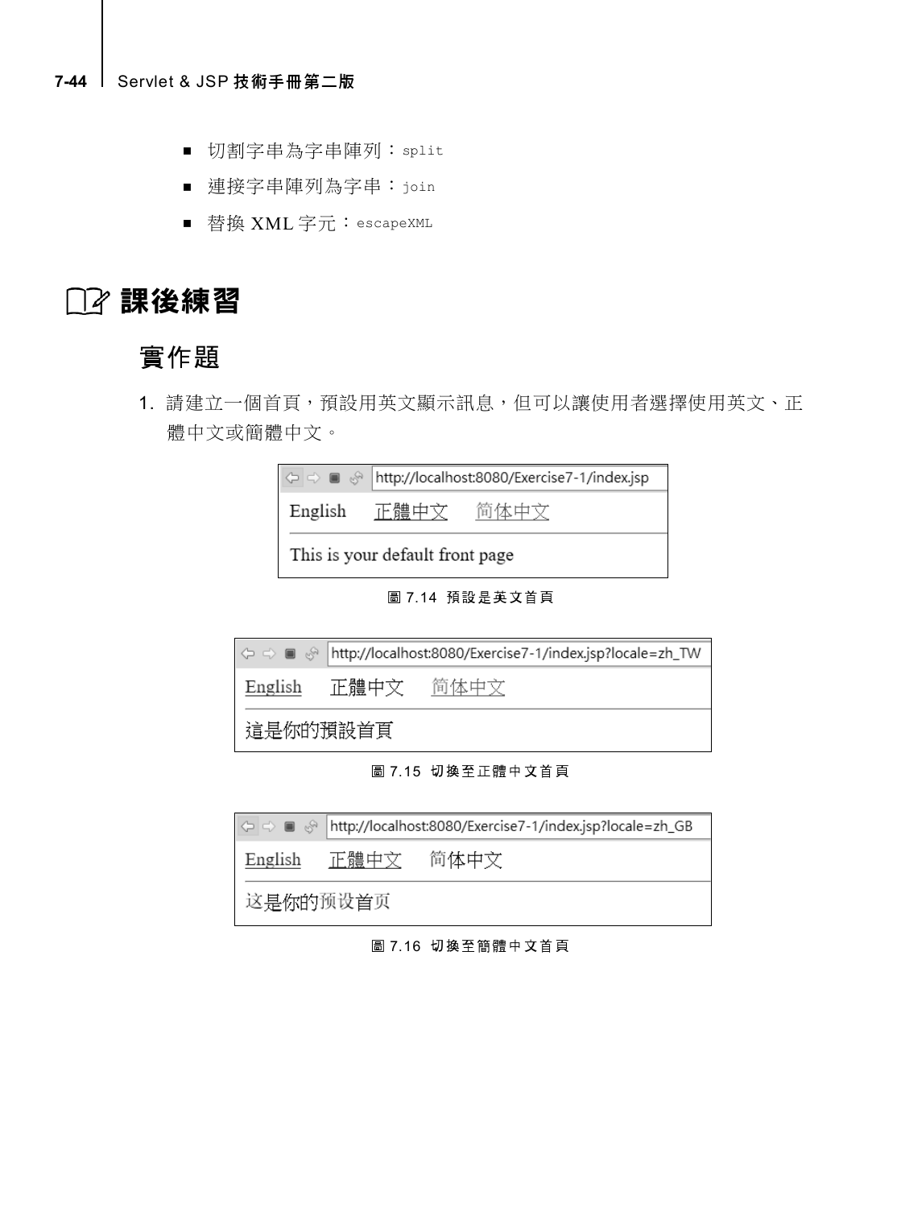- 切割字串為字串陣列：`split`
- 連接字串陣列為字串：`join`
- 替換 XML 字元：`escapeXML`

# 課後練習

## 實作題

1. 請建立一個首頁，預設用英文顯示訊息，但可以讓使用者選擇使用英文、正體中文或簡體中文。

http://localhost:8080/Exercise7-1/index.jsp

English　正體中文　简体中文

This is your default front page

圖 7.14　預設是英文首頁

http://localhost:8080/Exercise7-1/index.jsp?locale=zh_TW

English　正體中文　简体中文

這是你的預設首頁

圖 7.15　切換至正體中文首頁

http://localhost:8080/Exercise7-1/index.jsp?locale=zh_GB

English　正體中文　简体中文

这是你的预设首页

圖 7.16　切換至簡體中文首頁